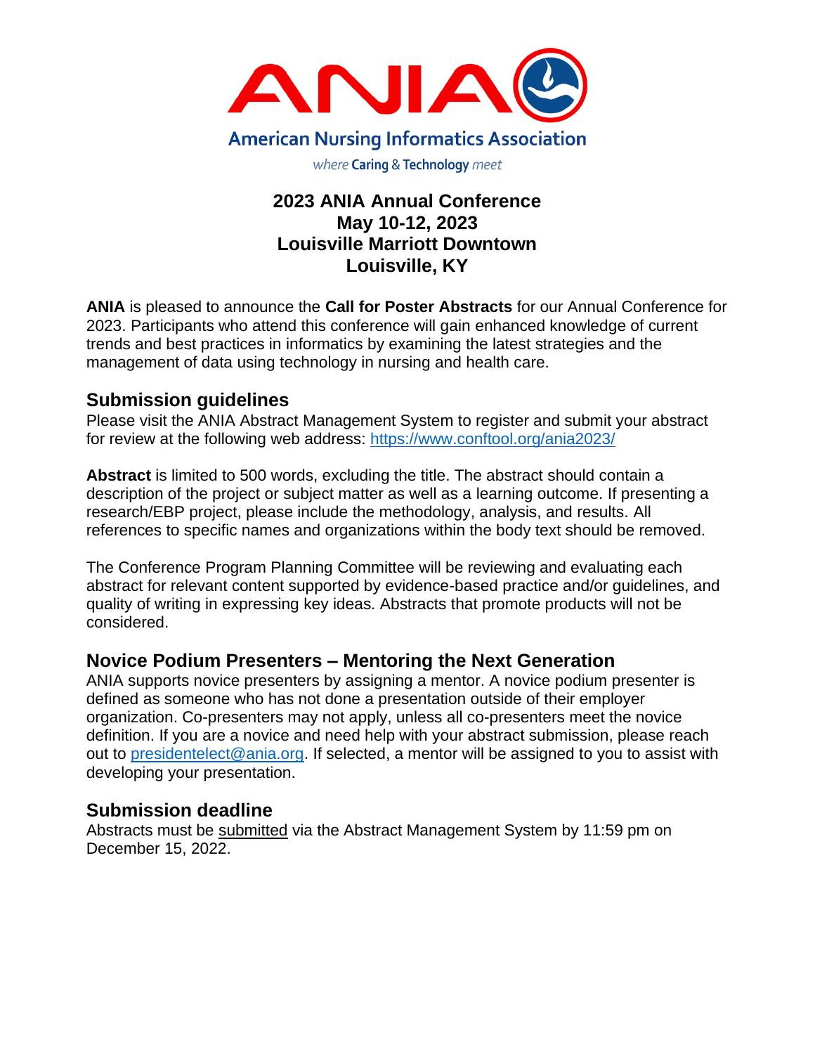ANIA

American Nursing Informatics Association

*where* **Caring** & **Technology** *meet*

# 2023 ANIA Annual Conference
# May 10-12, 2023
# Louisville Marriott Downtown
# Louisville, KY

**ANIA** is pleased to announce the **Call for Poster Abstracts** for our Annual Conference for 2023. Participants who attend this conference will gain enhanced knowledge of current trends and best practices in informatics by examining the latest strategies and the management of data using technology in nursing and health care.

## Submission guidelines

Please visit the ANIA Abstract Management System to register and submit your abstract for review at the following web address: [https://www.conftool.org/ania2023/](https://www.conftool.org/ania2023/)

**Abstract** is limited to 500 words, excluding the title. The abstract should contain a description of the project or subject matter as well as a learning outcome. If presenting a research/EBP project, please include the methodology, analysis, and results. All references to specific names and organizations within the body text should be removed.

The Conference Program Planning Committee will be reviewing and evaluating each abstract for relevant content supported by evidence-based practice and/or guidelines, and quality of writing in expressing key ideas. Abstracts that promote products will not be considered.

## Novice Podium Presenters – Mentoring the Next Generation

ANIA supports novice presenters by assigning a mentor. A novice podium presenter is defined as someone who has not done a presentation outside of their employer organization. Co-presenters may not apply, unless all co-presenters meet the novice definition. If you are a novice and need help with your abstract submission, please reach out to [presidentelect@ania.org](mailto:presidentelect@ania.org). If selected, a mentor will be assigned to you to assist with developing your presentation.

## Submission deadline

Abstracts must be submitted via the Abstract Management System by 11:59 pm on December 15, 2022.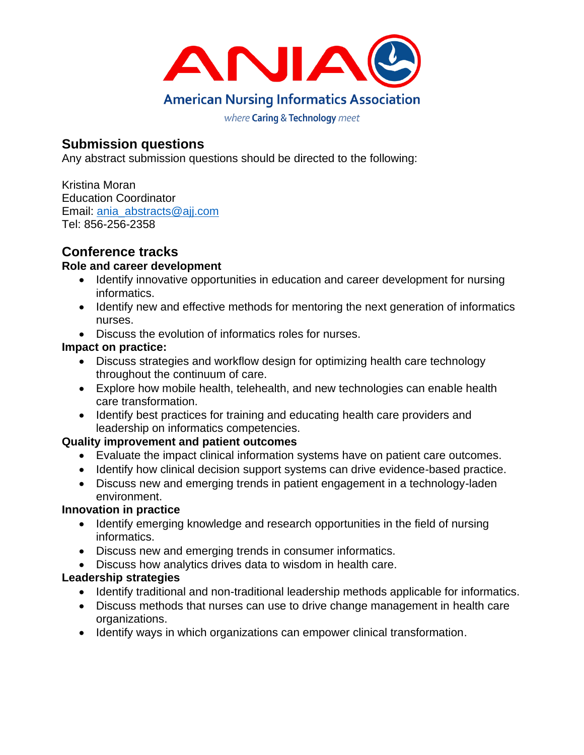## Submission questions

Any abstract submission questions should be directed to the following:

Kristina Moran
Education Coordinator
Email: [ania_abstracts@ajj.com](mailto:ania_abstracts@ajj.com)
Tel: 856-256-2358

## Conference tracks

**Role and career development**

- Identify innovative opportunities in education and career development for nursing informatics.
- Identify new and effective methods for mentoring the next generation of informatics nurses.
- Discuss the evolution of informatics roles for nurses.

**Impact on practice:**

- Discuss strategies and workflow design for optimizing health care technology throughout the continuum of care.
- Explore how mobile health, telehealth, and new technologies can enable health care transformation.
- Identify best practices for training and educating health care providers and leadership on informatics competencies.

**Quality improvement and patient outcomes**

- Evaluate the impact clinical information systems have on patient care outcomes.
- Identify how clinical decision support systems can drive evidence-based practice.
- Discuss new and emerging trends in patient engagement in a technology-laden environment.

**Innovation in practice**

- Identify emerging knowledge and research opportunities in the field of nursing informatics.
- Discuss new and emerging trends in consumer informatics.
- Discuss how analytics drives data to wisdom in health care.

**Leadership strategies**

- Identify traditional and non-traditional leadership methods applicable for informatics.
- Discuss methods that nurses can use to drive change management in health care organizations.
- Identify ways in which organizations can empower clinical transformation.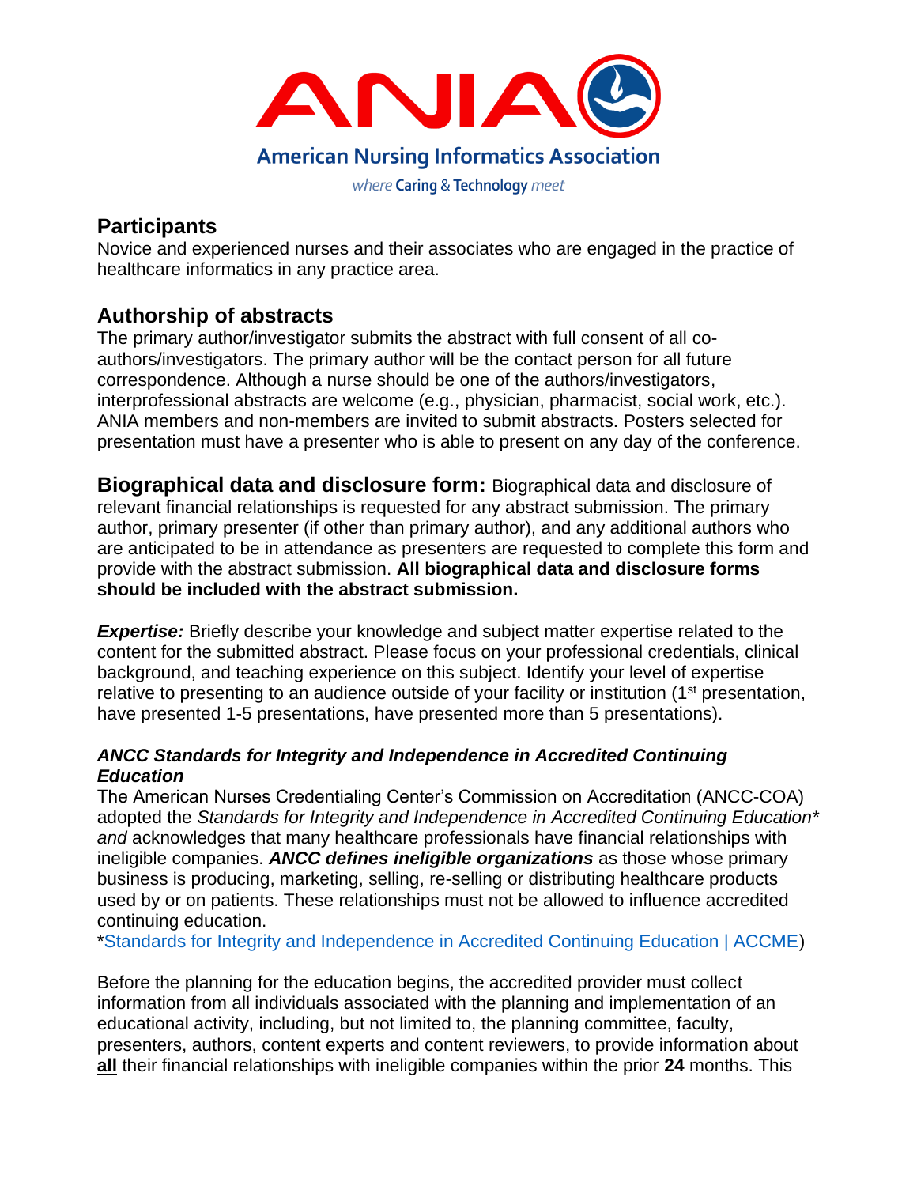## Participants

Novice and experienced nurses and their associates who are engaged in the practice of healthcare informatics in any practice area.

## Authorship of abstracts

The primary author/investigator submits the abstract with full consent of all co-authors/investigators. The primary author will be the contact person for all future correspondence. Although a nurse should be one of the authors/investigators, interprofessional abstracts are welcome (e.g., physician, pharmacist, social work, etc.). ANIA members and non-members are invited to submit abstracts. Posters selected for presentation must have a presenter who is able to present on any day of the conference.

**Biographical data and disclosure form:** Biographical data and disclosure of relevant financial relationships is requested for any abstract submission. The primary author, primary presenter (if other than primary author), and any additional authors who are anticipated to be in attendance as presenters are requested to complete this form and provide with the abstract submission. **All biographical data and disclosure forms should be included with the abstract submission.**

***Expertise:*** Briefly describe your knowledge and subject matter expertise related to the content for the submitted abstract. Please focus on your professional credentials, clinical background, and teaching experience on this subject. Identify your level of expertise relative to presenting to an audience outside of your facility or institution (1st presentation, have presented 1-5 presentations, have presented more than 5 presentations).

### *ANCC Standards for Integrity and Independence in Accredited Continuing Education*

The American Nurses Credentialing Center's Commission on Accreditation (ANCC-COA) adopted the *Standards for Integrity and Independence in Accredited Continuing Education\* and* acknowledges that many healthcare professionals have financial relationships with ineligible companies. ***ANCC defines ineligible organizations*** as those whose primary business is producing, marketing, selling, re-selling or distributing healthcare products used by or on patients. These relationships must not be allowed to influence accredited continuing education.

*[Standards for Integrity and Independence in Accredited Continuing Education | ACCME]

Before the planning for the education begins, the accredited provider must collect information from all individuals associated with the planning and implementation of an educational activity, including, but not limited to, the planning committee, faculty, presenters, authors, content experts and content reviewers, to provide information about **all** their financial relationships with ineligible companies within the prior **24** months. This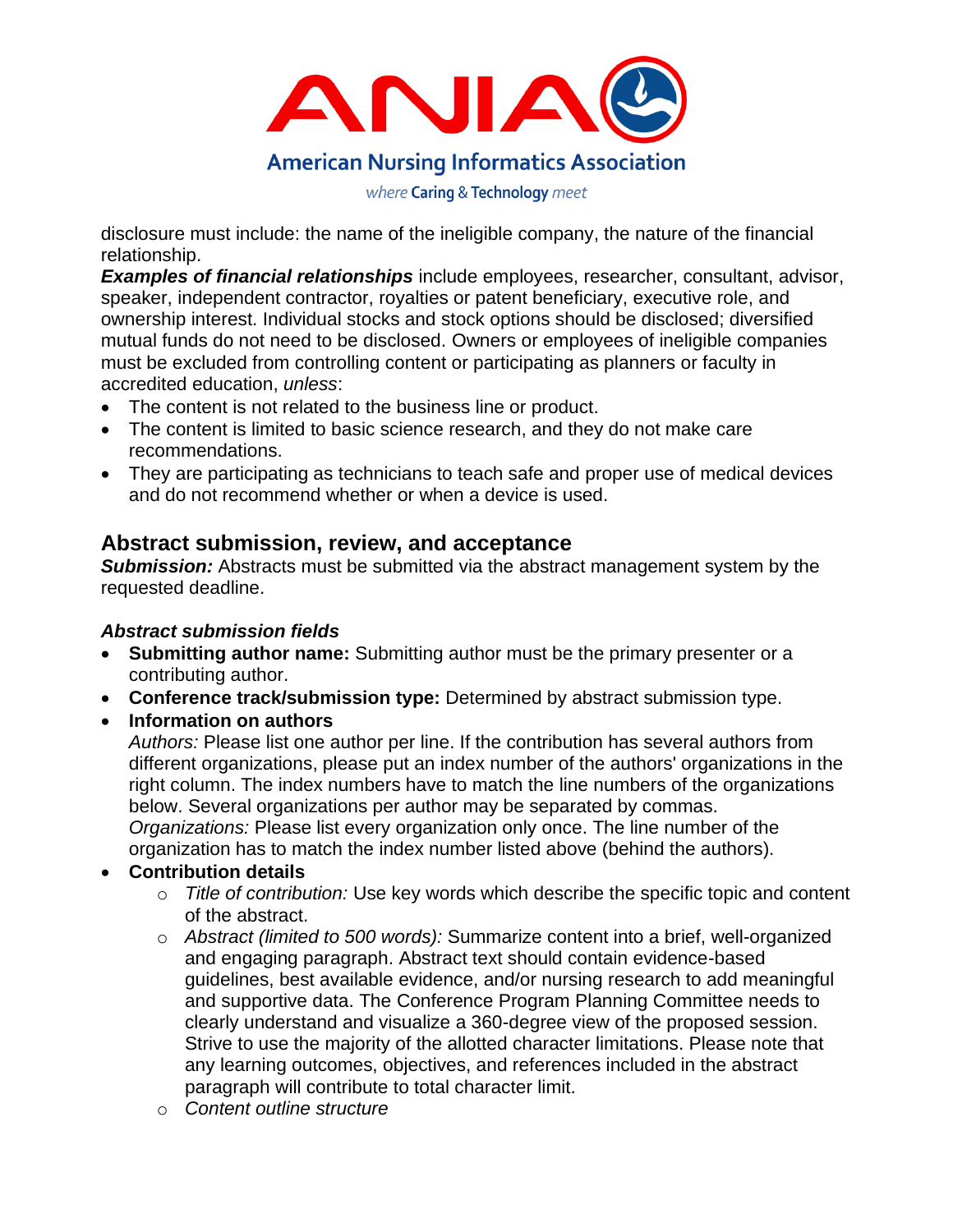disclosure must include: the name of the ineligible company, the nature of the financial relationship.

***Examples of financial relationships*** include employees, researcher, consultant, advisor, speaker, independent contractor, royalties or patent beneficiary, executive role, and ownership interest. Individual stocks and stock options should be disclosed; diversified mutual funds do not need to be disclosed. Owners or employees of ineligible companies must be excluded from controlling content or participating as planners or faculty in accredited education, *unless*:

- The content is not related to the business line or product.
- The content is limited to basic science research, and they do not make care recommendations.
- They are participating as technicians to teach safe and proper use of medical devices and do not recommend whether or when a device is used.

## Abstract submission, review, and acceptance

***Submission:*** Abstracts must be submitted via the abstract management system by the requested deadline.

### *Abstract submission fields*

- **Submitting author name:** Submitting author must be the primary presenter or a contributing author.
- **Conference track/submission type:** Determined by abstract submission type.
- **Information on authors**
  *Authors:* Please list one author per line. If the contribution has several authors from different organizations, please put an index number of the authors' organizations in the right column. The index numbers have to match the line numbers of the organizations below. Several organizations per author may be separated by commas.
  *Organizations:* Please list every organization only once. The line number of the organization has to match the index number listed above (behind the authors).
- **Contribution details**
  - *Title of contribution:* Use key words which describe the specific topic and content of the abstract.
  - *Abstract (limited to 500 words):* Summarize content into a brief, well-organized and engaging paragraph. Abstract text should contain evidence-based guidelines, best available evidence, and/or nursing research to add meaningful and supportive data. The Conference Program Planning Committee needs to clearly understand and visualize a 360-degree view of the proposed session. Strive to use the majority of the allotted character limitations. Please note that any learning outcomes, objectives, and references included in the abstract paragraph will contribute to total character limit.
  - *Content outline structure*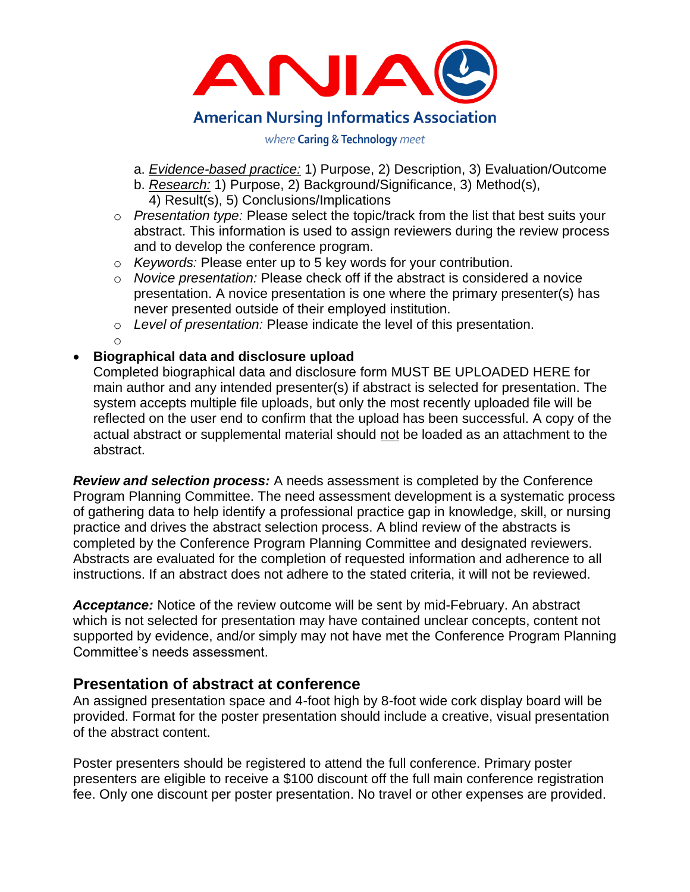a. *Evidence-based practice:* 1) Purpose, 2) Description, 3) Evaluation/Outcome
b. *Research:* 1) Purpose, 2) Background/Significance, 3) Method(s), 4) Result(s), 5) Conclusions/Implications

- *Presentation type:* Please select the topic/track from the list that best suits your abstract. This information is used to assign reviewers during the review process and to develop the conference program.
- *Keywords:* Please enter up to 5 key words for your contribution.
- *Novice presentation:* Please check off if the abstract is considered a novice presentation. A novice presentation is one where the primary presenter(s) has never presented outside of their employed institution.
- *Level of presentation:* Please indicate the level of this presentation.

- **Biographical data and disclosure upload**
  Completed biographical data and disclosure form MUST BE UPLOADED HERE for main author and any intended presenter(s) if abstract is selected for presentation. The system accepts multiple file uploads, but only the most recently uploaded file will be reflected on the user end to confirm that the upload has been successful. A copy of the actual abstract or supplemental material should not be loaded as an attachment to the abstract.

***Review and selection process:*** A needs assessment is completed by the Conference Program Planning Committee. The need assessment development is a systematic process of gathering data to help identify a professional practice gap in knowledge, skill, or nursing practice and drives the abstract selection process. A blind review of the abstracts is completed by the Conference Program Planning Committee and designated reviewers. Abstracts are evaluated for the completion of requested information and adherence to all instructions. If an abstract does not adhere to the stated criteria, it will not be reviewed.

***Acceptance:*** Notice of the review outcome will be sent by mid-February. An abstract which is not selected for presentation may have contained unclear concepts, content not supported by evidence, and/or simply may not have met the Conference Program Planning Committee's needs assessment.

## Presentation of abstract at conference

An assigned presentation space and 4-foot high by 8-foot wide cork display board will be provided. Format for the poster presentation should include a creative, visual presentation of the abstract content.

Poster presenters should be registered to attend the full conference. Primary poster presenters are eligible to receive a $100 discount off the full main conference registration fee. Only one discount per poster presentation. No travel or other expenses are provided.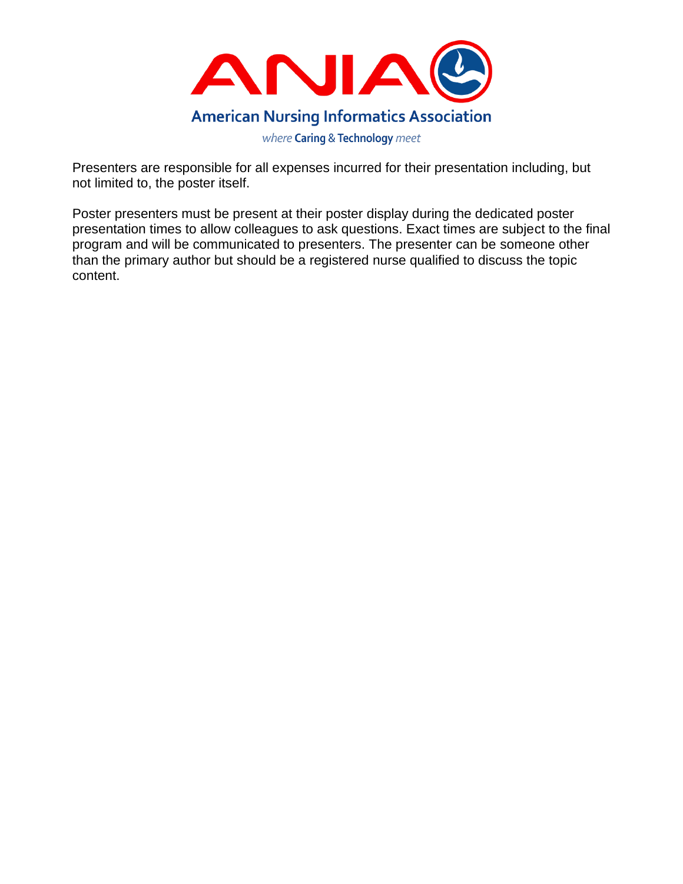Presenters are responsible for all expenses incurred for their presentation including, but not limited to, the poster itself.

Poster presenters must be present at their poster display during the dedicated poster presentation times to allow colleagues to ask questions. Exact times are subject to the final program and will be communicated to presenters. The presenter can be someone other than the primary author but should be a registered nurse qualified to discuss the topic content.